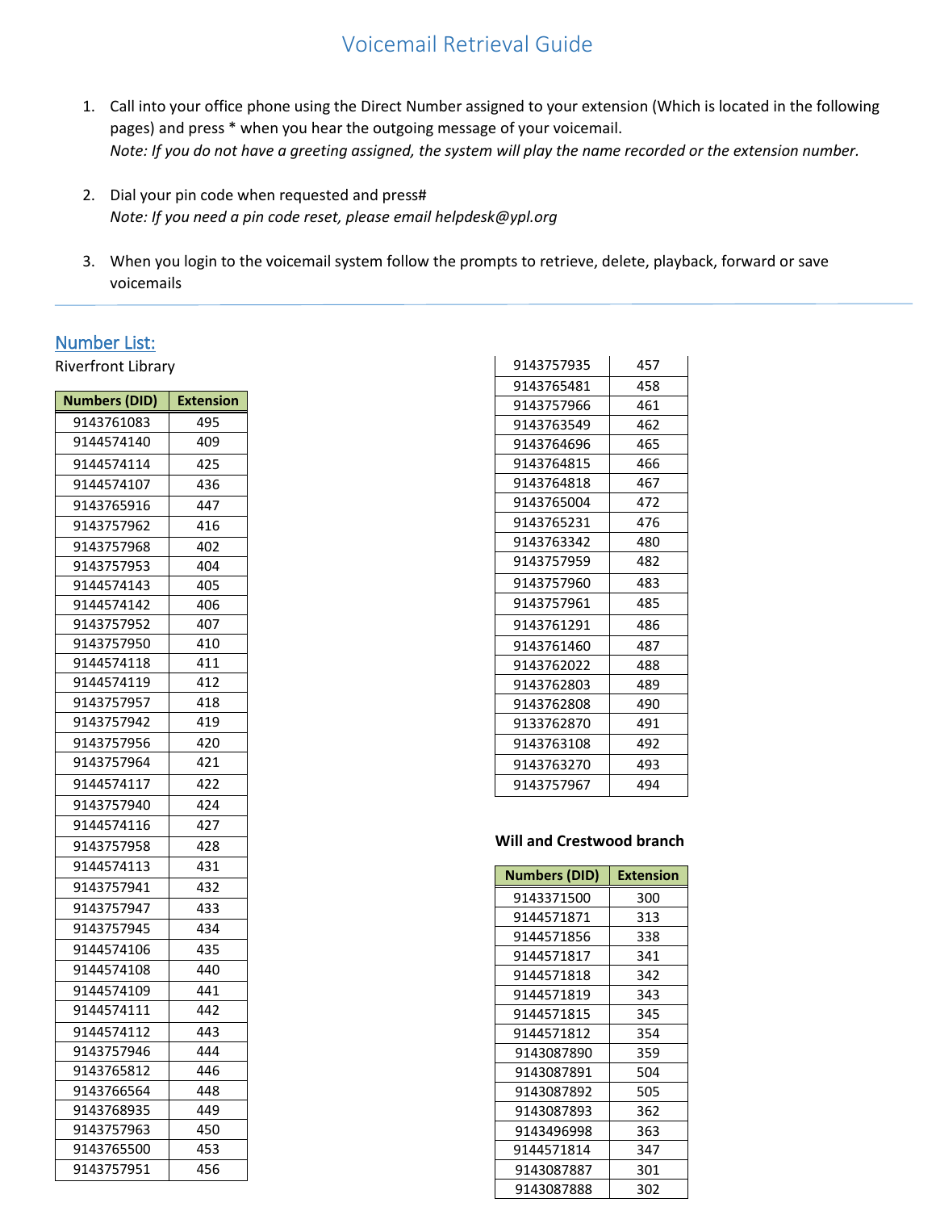# Voicemail Retrieval Guide

1. Call into your office phone using the Direct Number assigned to your extension (Which is located in the following pages) and press * when you hear the outgoing message of your voicemail.
   *Note: If you do not have a greeting assigned, the system will play the name recorded or the extension number.*

2. Dial your pin code when requested and press#
   *Note: If you need a pin code reset, please email helpdesk@ypl.org*

3. When you login to the voicemail system follow the prompts to retrieve, delete, playback, forward or save voicemails

---

## Number List:

Riverfront Library

| Numbers (DID) | Extension |
|---|---|
| 9143761083 | 495 |
| 9144574140 | 409 |
| 9144574114 | 425 |
| 9144574107 | 436 |
| 9143765916 | 447 |
| 9143757962 | 416 |
| 9143757968 | 402 |
| 9143757953 | 404 |
| 9144574143 | 405 |
| 9144574142 | 406 |
| 9143757952 | 407 |
| 9143757950 | 410 |
| 9144574118 | 411 |
| 9144574119 | 412 |
| 9143757957 | 418 |
| 9143757942 | 419 |
| 9143757956 | 420 |
| 9143757964 | 421 |
| 9144574117 | 422 |
| 9143757940 | 424 |
| 9144574116 | 427 |
| 9143757958 | 428 |
| 9144574113 | 431 |
| 9143757941 | 432 |
| 9143757947 | 433 |
| 9143757945 | 434 |
| 9144574106 | 435 |
| 9144574108 | 440 |
| 9144574109 | 441 |
| 9144574111 | 442 |
| 9144574112 | 443 |
| 9143757946 | 444 |
| 9143765812 | 446 |
| 9143766564 | 448 |
| 9143768935 | 449 |
| 9143757963 | 450 |
| 9143765500 | 453 |
| 9143757951 | 456 |
| 9143757935 | 457 |
| 9143765481 | 458 |
| 9143757966 | 461 |
| 9143763549 | 462 |
| 9143764696 | 465 |
| 9143764815 | 466 |
| 9143764818 | 467 |
| 9143765004 | 472 |
| 9143765231 | 476 |
| 9143763342 | 480 |
| 9143757959 | 482 |
| 9143757960 | 483 |
| 9143757961 | 485 |
| 9143761291 | 486 |
| 9143761460 | 487 |
| 9143762022 | 488 |
| 9143762803 | 489 |
| 9143762808 | 490 |
| 9133762870 | 491 |
| 9143763108 | 492 |
| 9143763270 | 493 |
| 9143757967 | 494 |

**Will and Crestwood branch**

| Numbers (DID) | Extension |
|---|---|
| 9143371500 | 300 |
| 9144571871 | 313 |
| 9144571856 | 338 |
| 9144571817 | 341 |
| 9144571818 | 342 |
| 9144571819 | 343 |
| 9144571815 | 345 |
| 9144571812 | 354 |
| 9143087890 | 359 |
| 9143087891 | 504 |
| 9143087892 | 505 |
| 9143087893 | 362 |
| 9143496998 | 363 |
| 9144571814 | 347 |
| 9143087887 | 301 |
| 9143087888 | 302 |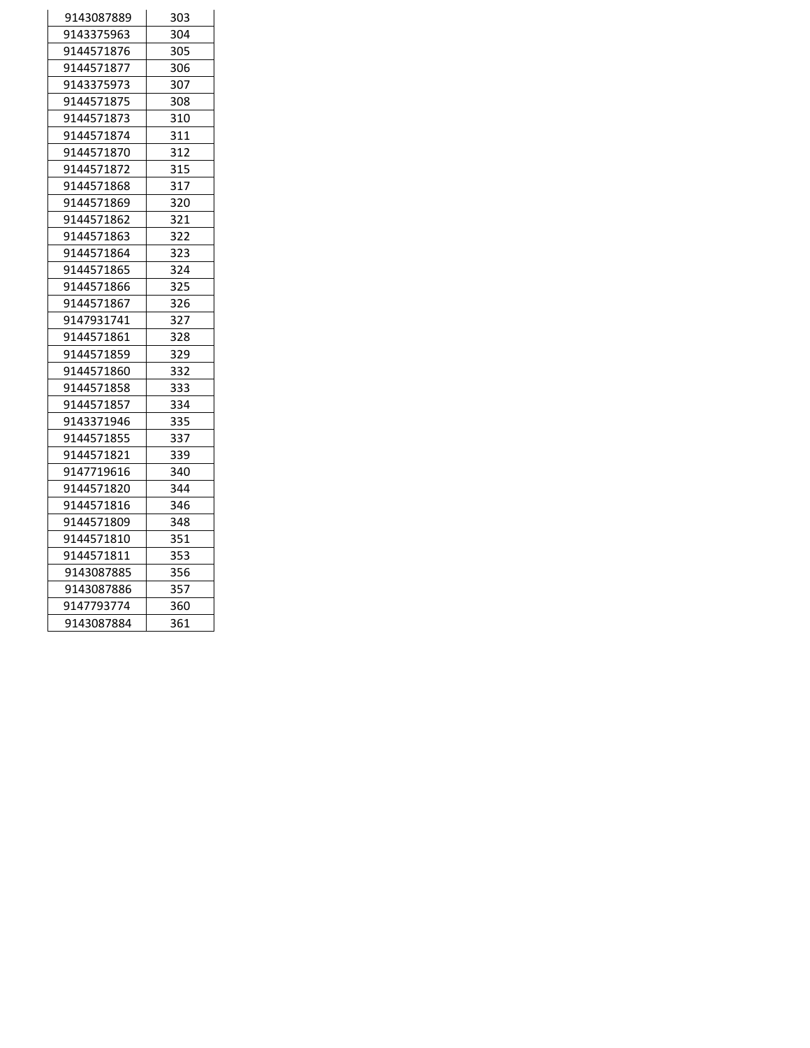| | |
|---|---|
| 9143087889 | 303 |
| 9143375963 | 304 |
| 9144571876 | 305 |
| 9144571877 | 306 |
| 9143375973 | 307 |
| 9144571875 | 308 |
| 9144571873 | 310 |
| 9144571874 | 311 |
| 9144571870 | 312 |
| 9144571872 | 315 |
| 9144571868 | 317 |
| 9144571869 | 320 |
| 9144571862 | 321 |
| 9144571863 | 322 |
| 9144571864 | 323 |
| 9144571865 | 324 |
| 9144571866 | 325 |
| 9144571867 | 326 |
| 9147931741 | 327 |
| 9144571861 | 328 |
| 9144571859 | 329 |
| 9144571860 | 332 |
| 9144571858 | 333 |
| 9144571857 | 334 |
| 9143371946 | 335 |
| 9144571855 | 337 |
| 9144571821 | 339 |
| 9147719616 | 340 |
| 9144571820 | 344 |
| 9144571816 | 346 |
| 9144571809 | 348 |
| 9144571810 | 351 |
| 9144571811 | 353 |
| 9143087885 | 356 |
| 9143087886 | 357 |
| 9147793774 | 360 |
| 9143087884 | 361 |